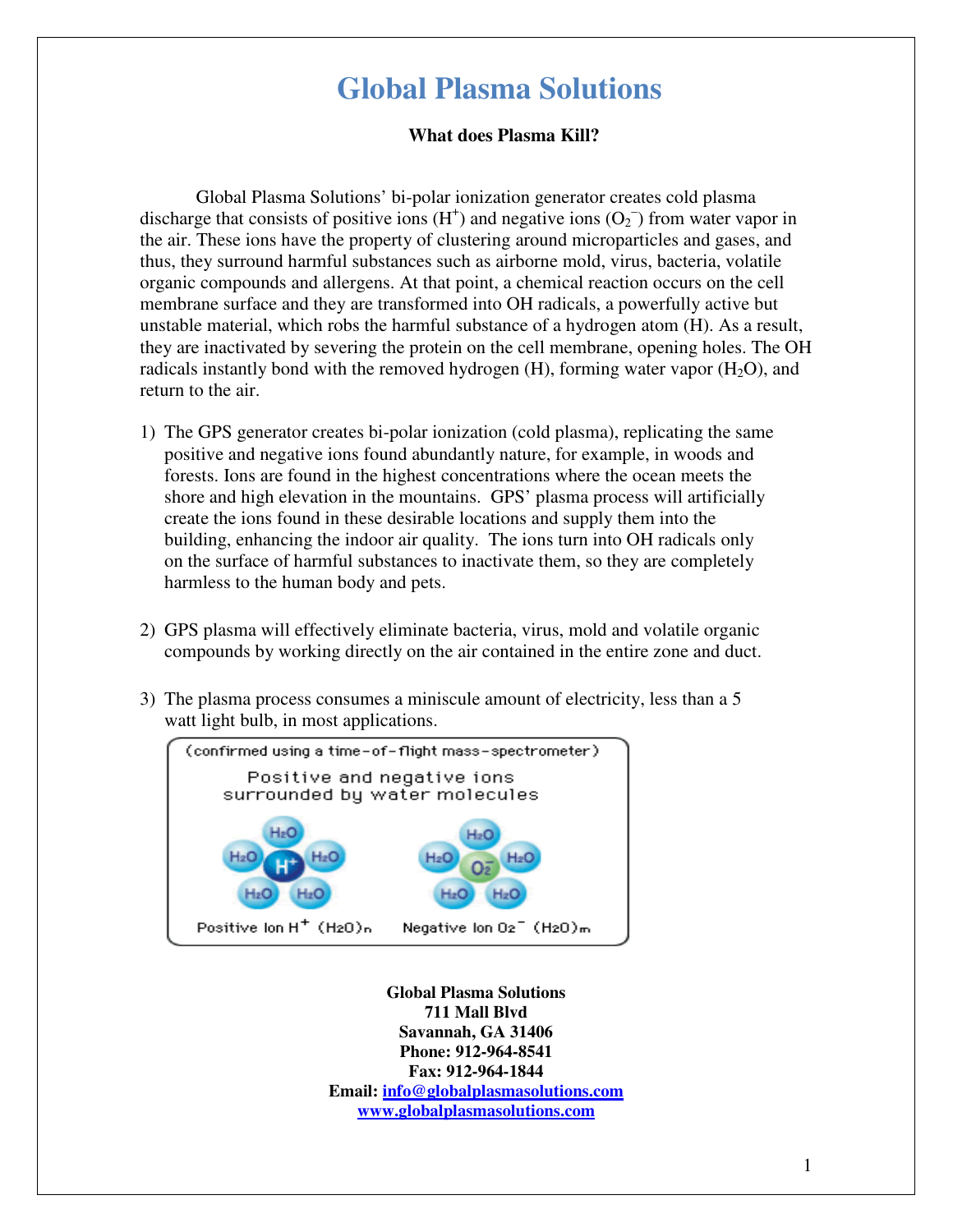# Global Plasma Solutions

**What does Plasma Kill?**

Global Plasma Solutions' bi-polar ionization generator creates cold plasma discharge that consists of positive ions ($H^+$) and negative ions ($O_2^-$) from water vapor in the air. These ions have the property of clustering around microparticles and gases, and thus, they surround harmful substances such as airborne mold, virus, bacteria, volatile organic compounds and allergens. At that point, a chemical reaction occurs on the cell membrane surface and they are transformed into OH radicals, a powerfully active but unstable material, which robs the harmful substance of a hydrogen atom (H). As a result, they are inactivated by severing the protein on the cell membrane, opening holes. The OH radicals instantly bond with the removed hydrogen (H), forming water vapor ($H_2O$), and return to the air.

1) The GPS generator creates bi-polar ionization (cold plasma), replicating the same positive and negative ions found abundantly nature, for example, in woods and forests. Ions are found in the highest concentrations where the ocean meets the shore and high elevation in the mountains. GPS' plasma process will artificially create the ions found in these desirable locations and supply them into the building, enhancing the indoor air quality. The ions turn into OH radicals only on the surface of harmful substances to inactivate them, so they are completely harmless to the human body and pets.

2) GPS plasma will effectively eliminate bacteria, virus, mold and volatile organic compounds by working directly on the air contained in the entire zone and duct.

3) The plasma process consumes a miniscule amount of electricity, less than a 5 watt light bulb, in most applications.

(confirmed using a time-of-flight mass-spectrometer)

Positive and negative ions surrounded by water molecules

Positive Ion $H^+ (H_2O)_n$ &nbsp;&nbsp;&nbsp; Negative Ion $O_2^- (H_2O)_m$

**Global Plasma Solutions**
**711 Mall Blvd**
**Savannah, GA 31406**
**Phone: 912-964-8541**
**Fax: 912-964-1844**
**Email: info@globalplasmasolutions.com**
**www.globalplasmasolutions.com**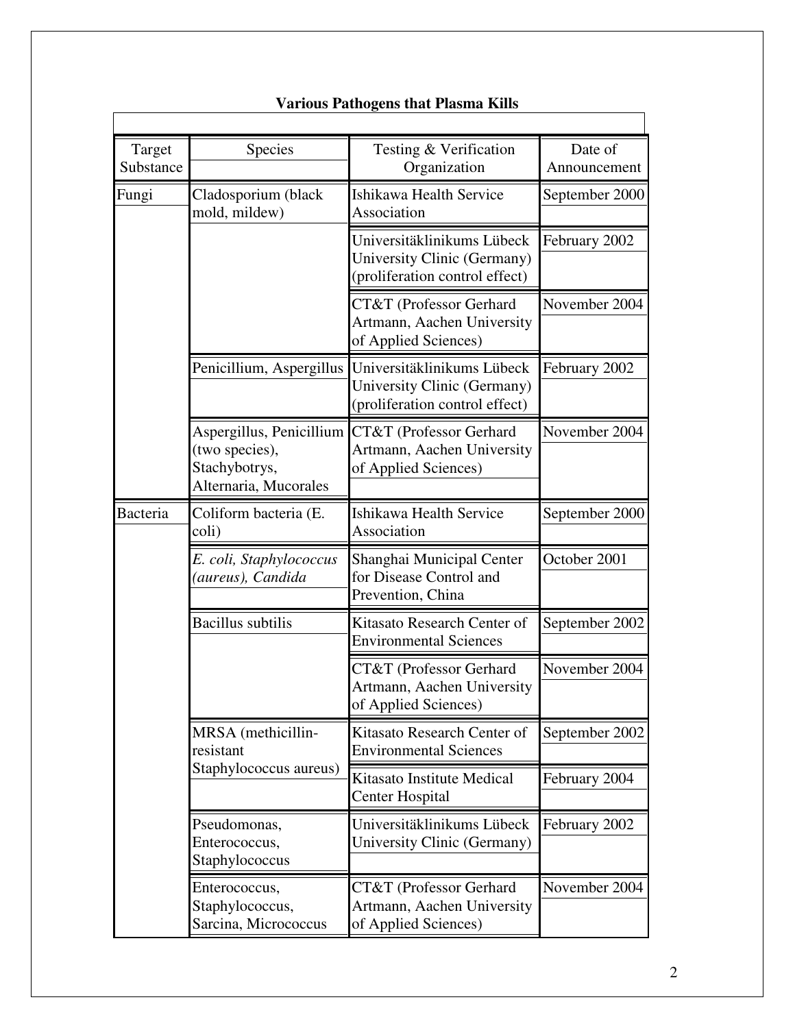**Various Pathogens that Plasma Kills**

| Target Substance | Species | Testing & Verification Organization | Date of Announcement |
|---|---|---|---|
| Fungi | Cladosporium (black mold, mildew) | Ishikawa Health Service Association | September 2000 |
| | | Universitäklinikums Lübeck University Clinic (Germany) (proliferation control effect) | February 2002 |
| | | CT&T (Professor Gerhard Artmann, Aachen University of Applied Sciences) | November 2004 |
| | Penicillium, Aspergillus | Universitäklinikums Lübeck University Clinic (Germany) (proliferation control effect) | February 2002 |
| | Aspergillus, Penicillium (two species), Stachybotrys, Alternaria, Mucorales | CT&T (Professor Gerhard Artmann, Aachen University of Applied Sciences) | November 2004 |
| Bacteria | Coliform bacteria (E. coli) | Ishikawa Health Service Association | September 2000 |
| | *E. coli, Staphylococcus (aureus), Candida* | Shanghai Municipal Center for Disease Control and Prevention, China | October 2001 |
| | Bacillus subtilis | Kitasato Research Center of Environmental Sciences | September 2002 |
| | | CT&T (Professor Gerhard Artmann, Aachen University of Applied Sciences) | November 2004 |
| | MRSA (methicillin-resistant Staphylococcus aureus) | Kitasato Research Center of Environmental Sciences | September 2002 |
| | | Kitasato Institute Medical Center Hospital | February 2004 |
| | Pseudomonas, Enterococcus, Staphylococcus | Universitäklinikums Lübeck University Clinic (Germany) | February 2002 |
| | Enterococcus, Staphylococcus, Sarcina, Micrococcus | CT&T (Professor Gerhard Artmann, Aachen University of Applied Sciences) | November 2004 |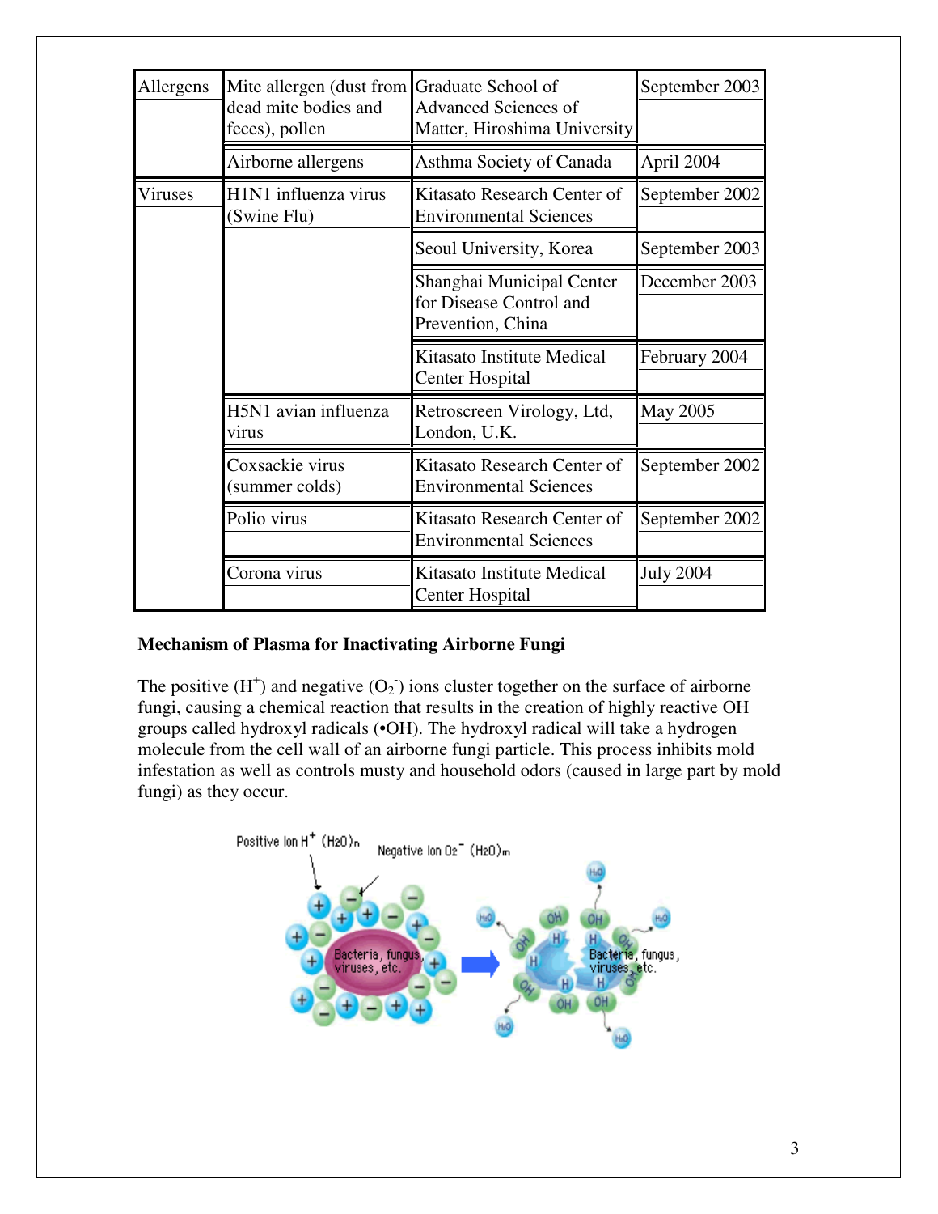| Allergens | Mite allergen (dust from dead mite bodies and feces), pollen | Graduate School of Advanced Sciences of Matter, Hiroshima University | September 2003 |
|---|---|---|---|
| | Airborne allergens | Asthma Society of Canada | April 2004 |
| Viruses | H1N1 influenza virus (Swine Flu) | Kitasato Research Center of Environmental Sciences | September 2002 |
| | | Seoul University, Korea | September 2003 |
| | | Shanghai Municipal Center for Disease Control and Prevention, China | December 2003 |
| | | Kitasato Institute Medical Center Hospital | February 2004 |
| | H5N1 avian influenza virus | Retroscreen Virology, Ltd, London, U.K. | May 2005 |
| | Coxsackie virus (summer colds) | Kitasato Research Center of Environmental Sciences | September 2002 |
| | Polio virus | Kitasato Research Center of Environmental Sciences | September 2002 |
| | Corona virus | Kitasato Institute Medical Center Hospital | July 2004 |

**Mechanism of Plasma for Inactivating Airborne Fungi**

The positive ($H^+$) and negative ($O_2^-$) ions cluster together on the surface of airborne fungi, causing a chemical reaction that results in the creation of highly reactive OH groups called hydroxyl radicals (•OH). The hydroxyl radical will take a hydrogen molecule from the cell wall of an airborne fungi particle. This process inhibits mold infestation as well as controls musty and household odors (caused in large part by mold fungi) as they occur.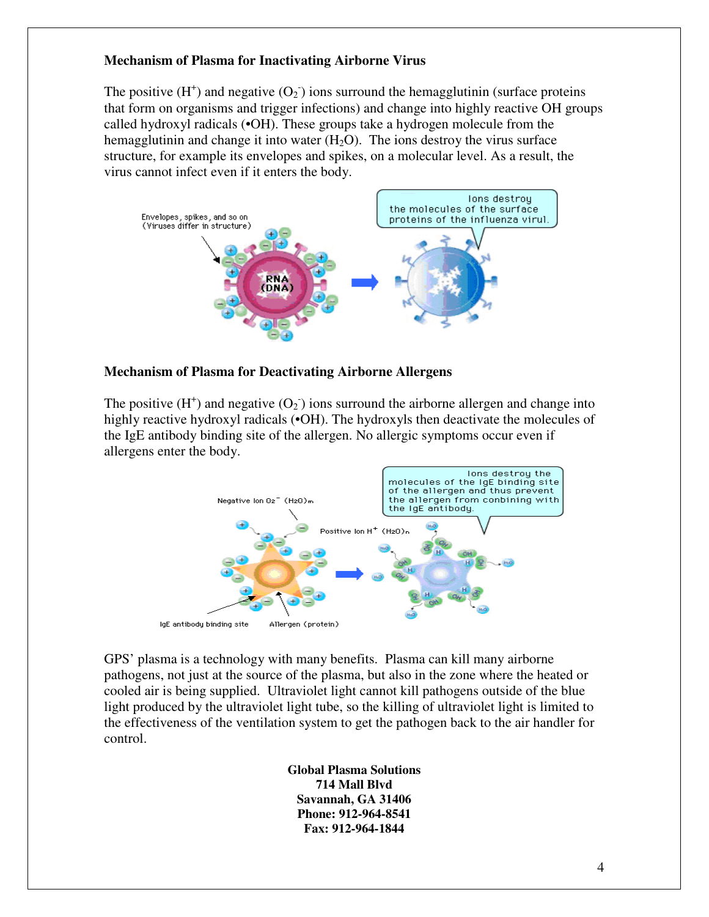**Mechanism of Plasma for Inactivating Airborne Virus**

The positive ($H^+$) and negative ($O_2^-$) ions surround the hemagglutinin (surface proteins that form on organisms and trigger infections) and change into highly reactive OH groups called hydroxyl radicals (•OH). These groups take a hydrogen molecule from the hemagglutinin and change it into water ($H_2O$). The ions destroy the virus surface structure, for example its envelopes and spikes, on a molecular level. As a result, the virus cannot infect even if it enters the body.

**Mechanism of Plasma for Deactivating Airborne Allergens**

The positive ($H^+$) and negative ($O_2^-$) ions surround the airborne allergen and change into highly reactive hydroxyl radicals (•OH). The hydroxyls then deactivate the molecules of the IgE antibody binding site of the allergen. No allergic symptoms occur even if allergens enter the body.

GPS' plasma is a technology with many benefits. Plasma can kill many airborne pathogens, not just at the source of the plasma, but also in the zone where the heated or cooled air is being supplied. Ultraviolet light cannot kill pathogens outside of the blue light produced by the ultraviolet light tube, so the killing of ultraviolet light is limited to the effectiveness of the ventilation system to get the pathogen back to the air handler for control.

**Global Plasma Solutions**
**714 Mall Blvd**
**Savannah, GA 31406**
**Phone: 912-964-8541**
**Fax: 912-964-1844**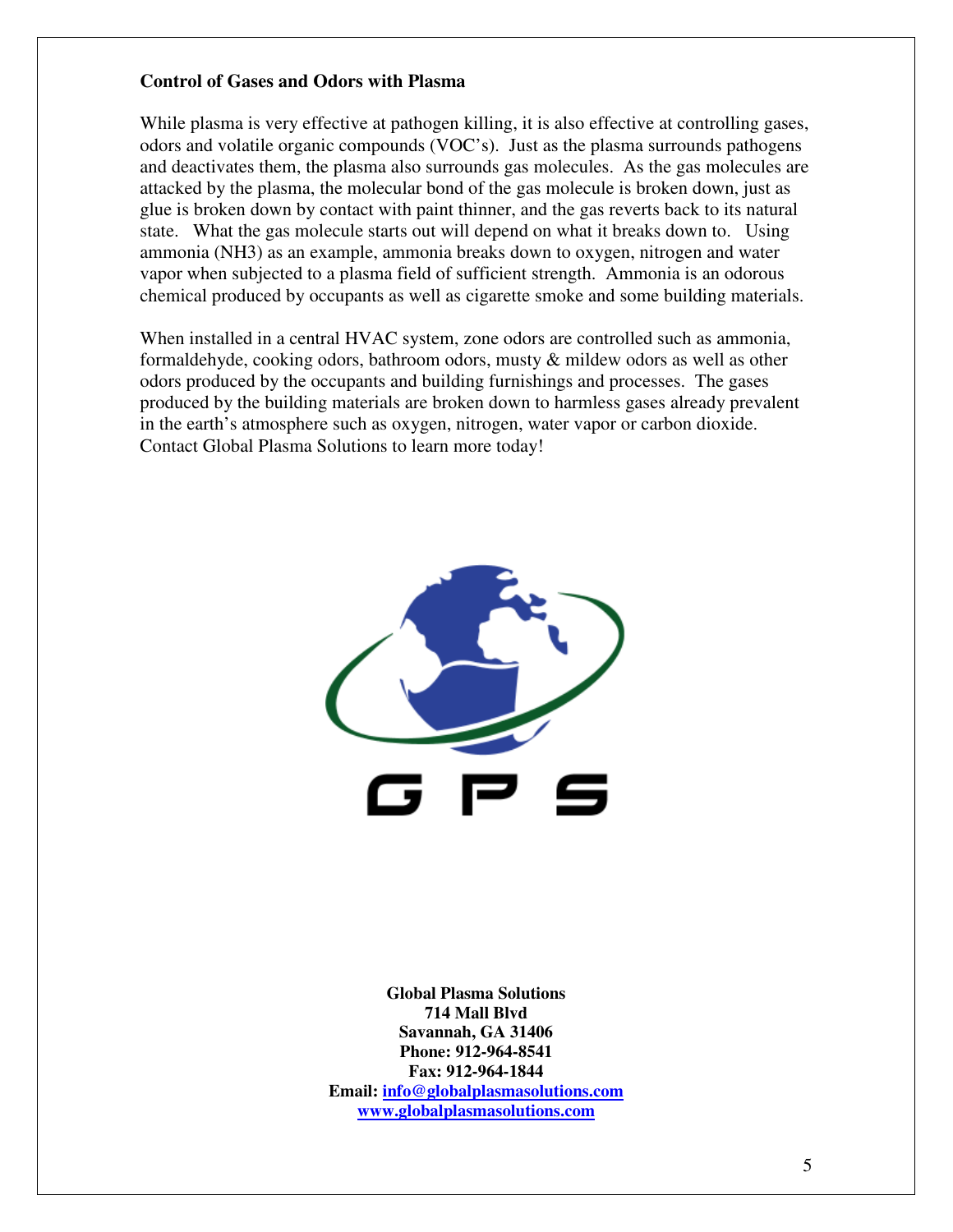**Control of Gases and Odors with Plasma**

While plasma is very effective at pathogen killing, it is also effective at controlling gases, odors and volatile organic compounds (VOC's). Just as the plasma surrounds pathogens and deactivates them, the plasma also surrounds gas molecules. As the gas molecules are attacked by the plasma, the molecular bond of the gas molecule is broken down, just as glue is broken down by contact with paint thinner, and the gas reverts back to its natural state. What the gas molecule starts out will depend on what it breaks down to. Using ammonia ($NH_3$) as an example, ammonia breaks down to oxygen, nitrogen and water vapor when subjected to a plasma field of sufficient strength. Ammonia is an odorous chemical produced by occupants as well as cigarette smoke and some building materials.

When installed in a central HVAC system, zone odors are controlled such as ammonia, formaldehyde, cooking odors, bathroom odors, musty & mildew odors as well as other odors produced by the occupants and building furnishings and processes. The gases produced by the building materials are broken down to harmless gases already prevalent in the earth's atmosphere such as oxygen, nitrogen, water vapor or carbon dioxide. Contact Global Plasma Solutions to learn more today!

GPS

**Global Plasma Solutions**
**714 Mall Blvd**
**Savannah, GA 31406**
**Phone: 912-964-8541**
**Fax: 912-964-1844**
**Email: info@globalplasmasolutions.com**
**www.globalplasmasolutions.com**